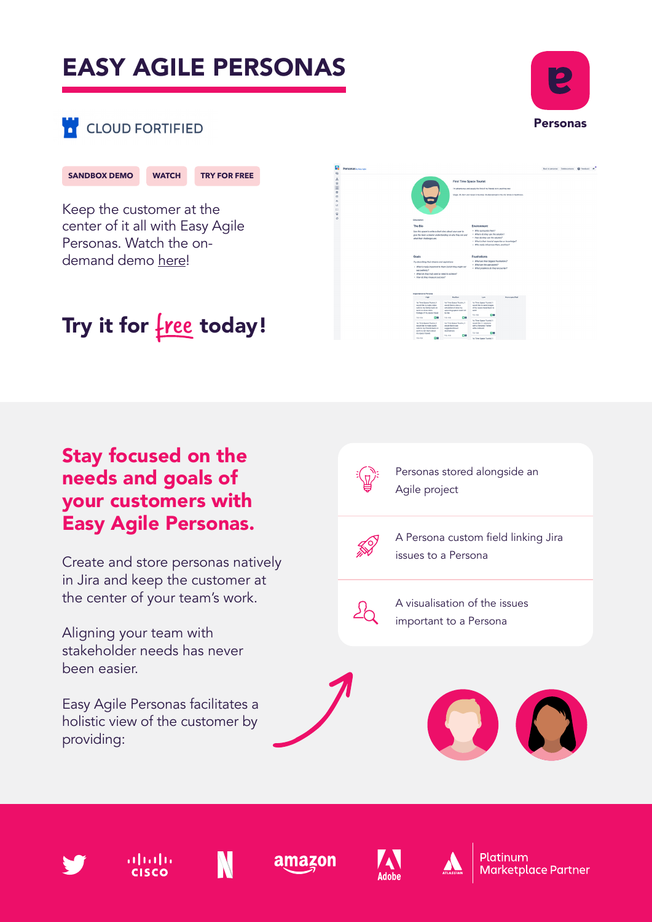# EASY AGILE PERSONAS

Personas

CLOUD FORTIFIED

SANDBOX DEMO | WATCH | TRY FOR FREE

Keep the customer at the center of it all with Easy Agile Personas. Watch the on-demand demo here!

## Try it for free today!

## Stay focused on the needs and goals of your customers with Easy Agile Personas.

Create and store personas natively in Jira and keep the customer at the center of your team's work.

Aligning your team with stakeholder needs has never been easier.

Easy Agile Personas facilitates a holistic view of the customer by providing:

- Personas stored alongside an Agile project
- A Persona custom field linking Jira issues to a Persona
- A visualisation of the issues important to a Persona

Platinum Marketplace Partner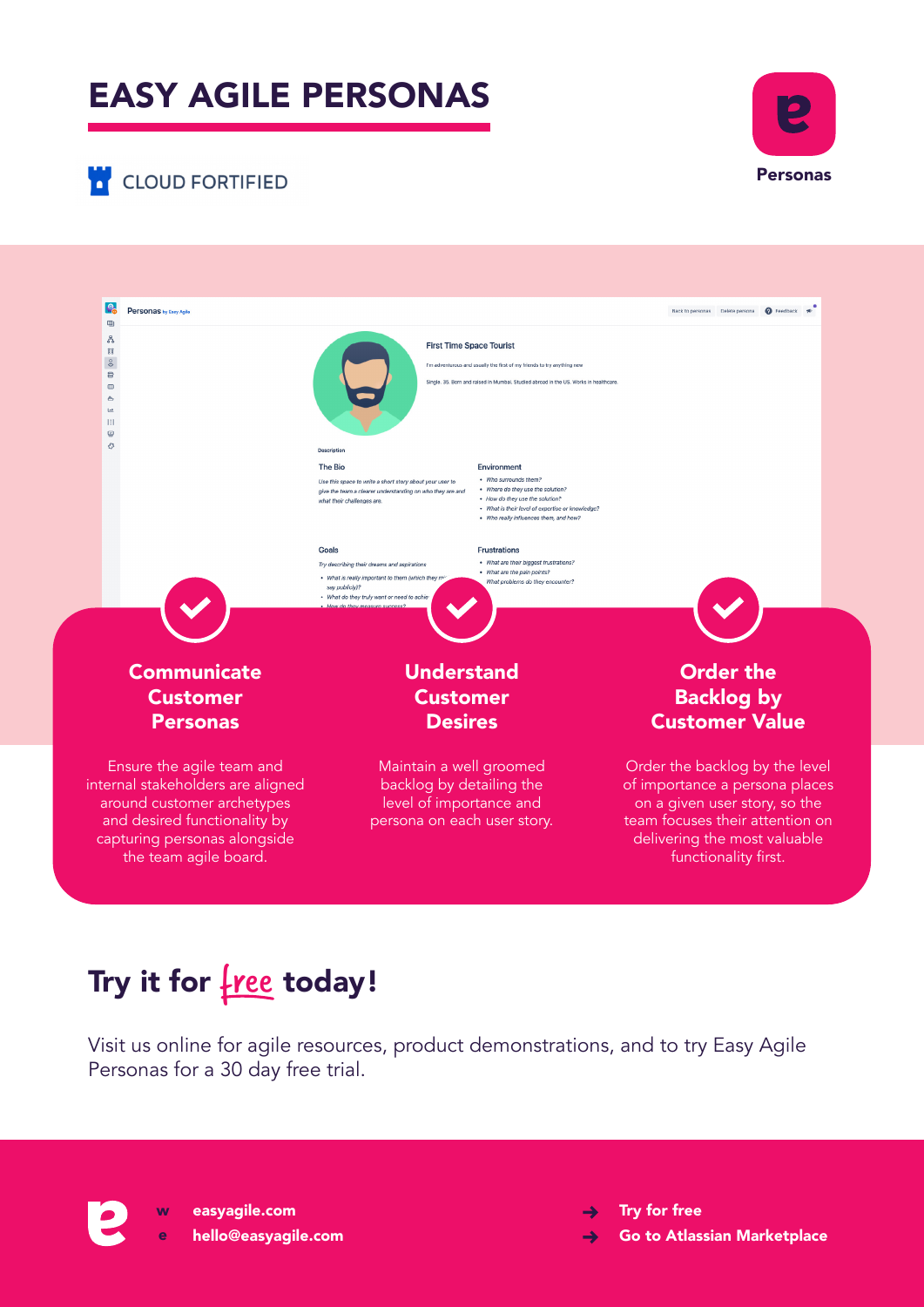# EASY AGILE PERSONAS

CLOUD FORTIFIED

Personas

### Communicate Customer Personas

Ensure the agile team and internal stakeholders are aligned around customer archetypes and desired functionality by capturing personas alongside the team agile board.

### Understand Customer Desires

Maintain a well groomed backlog by detailing the level of importance and persona on each user story.

### Order the Backlog by Customer Value

Order the backlog by the level of importance a persona places on a given user story, so the team focuses their attention on delivering the most valuable functionality first.

## Try it for *free* today!

Visit us online for agile resources, product demonstrations, and to try Easy Agile Personas for a 30 day free trial.

w **easyagile.com**
e **hello@easyagile.com**

→ **Try for free**
→ **Go to Atlassian Marketplace**